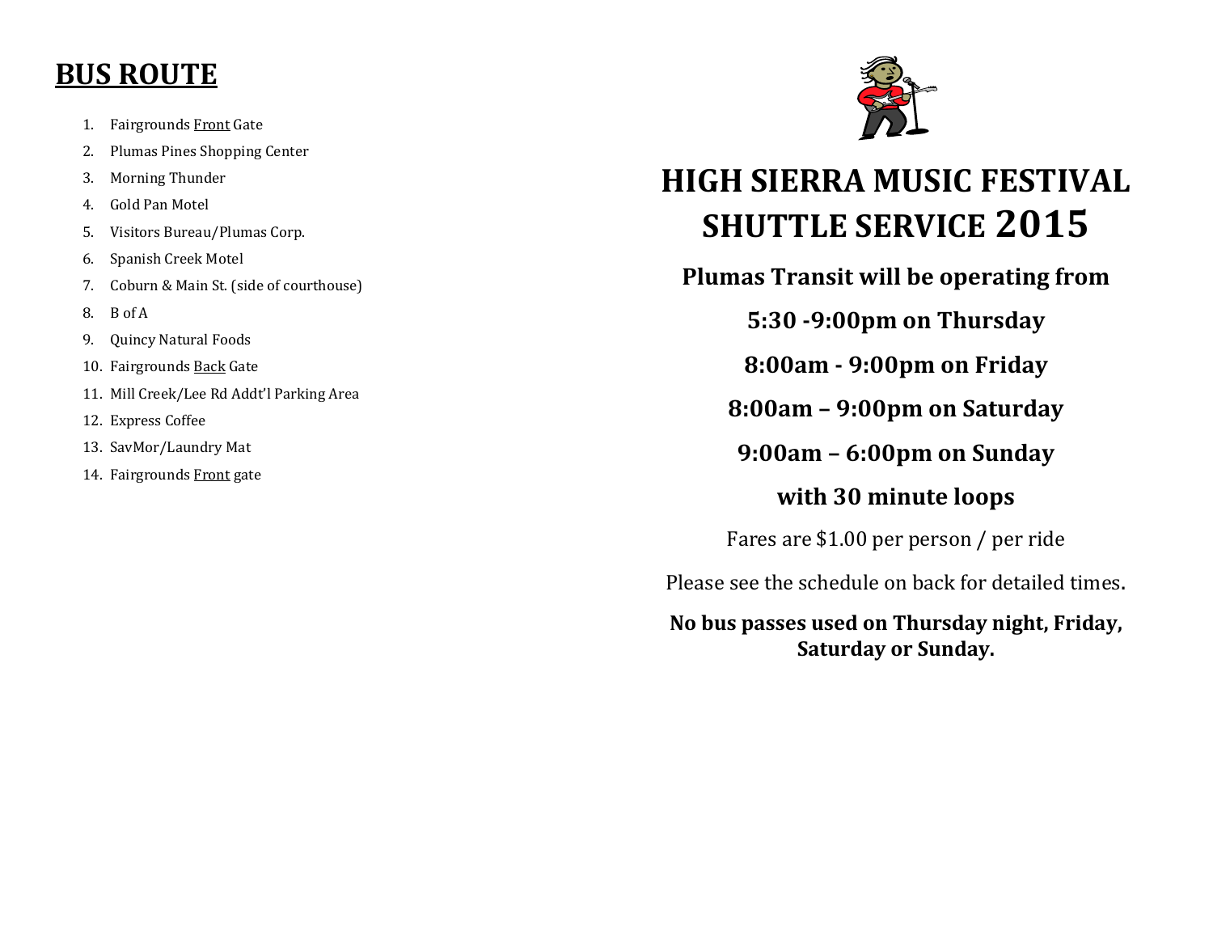# BUS ROUTE

1. Fairgrounds <u>Front</u> Gate
2. Plumas Pines Shopping Center
3. Morning Thunder
4. Gold Pan Motel
5. Visitors Bureau/Plumas Corp.
6. Spanish Creek Motel
7. Coburn & Main St. (side of courthouse)
8. B of A
9. Quincy Natural Foods
10. Fairgrounds <u>Back</u> Gate
11. Mill Creek/Lee Rd Addt'l Parking Area
12. Express Coffee
13. SavMor/Laundry Mat
14. Fairgrounds <u>Front</u> gate

# HIGH SIERRA MUSIC FESTIVAL SHUTTLE SERVICE 2015

**Plumas Transit will be operating from**

**5:30 -9:00pm on Thursday**

**8:00am - 9:00pm on Friday**

**8:00am – 9:00pm on Saturday**

**9:00am – 6:00pm on Sunday**

**with 30 minute loops**

Fares are $1.00 per person / per ride

Please see the schedule on back for detailed times.

**No bus passes used on Thursday night, Friday, Saturday or Sunday.**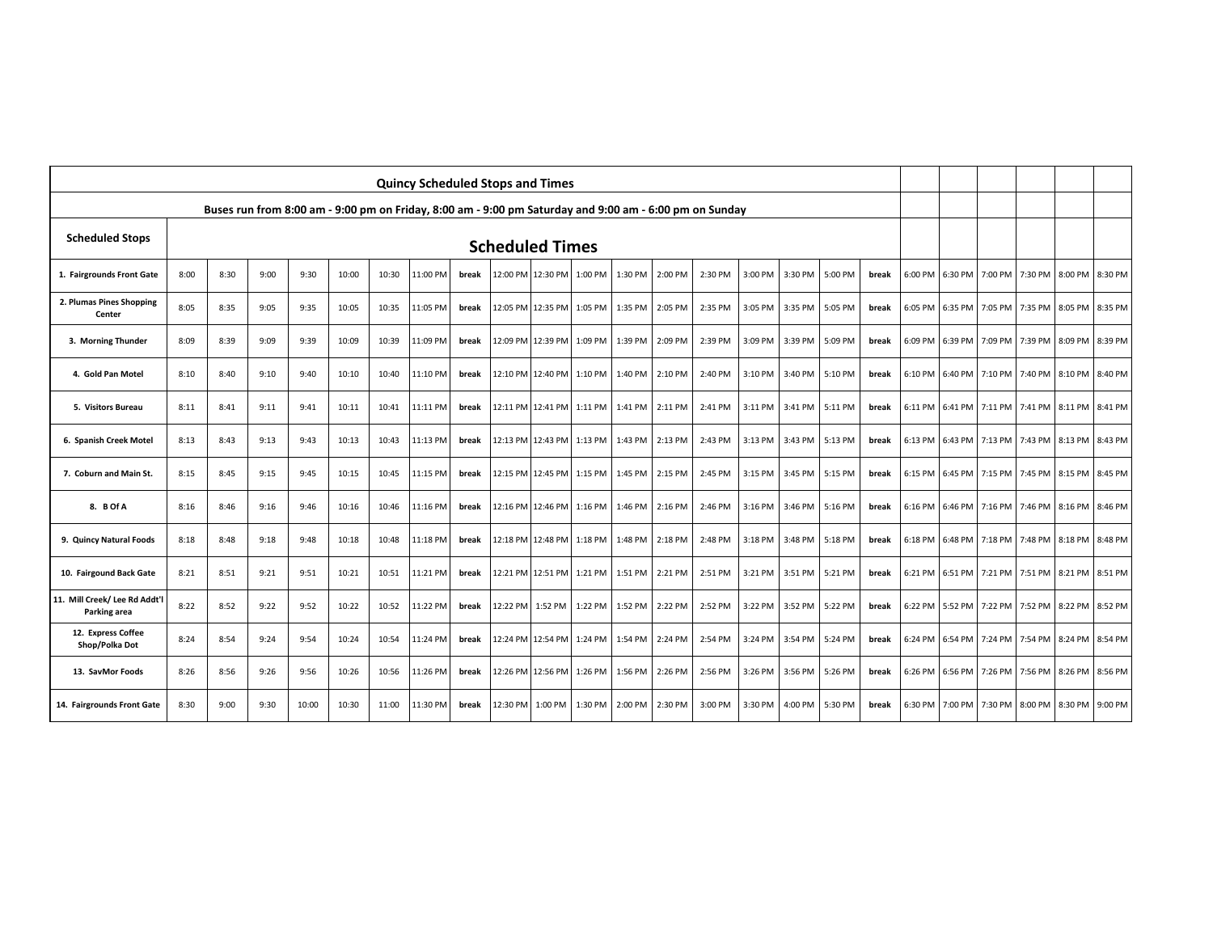| Quincy Scheduled Stops and Times | | | | | | | | | | | | | | | | | | | | | | | | | |
|---|---|---|---|---|---|---|---|---|---|---|---|---|---|---|---|---|---|---|---|---|---|---|---|---|---|
| Buses run from 8:00 am - 9:00 pm on Friday, 8:00 am - 9:00 pm Saturday and 9:00 am - 6:00 pm on Sunday | | | | | | | | | | | | | | | | | | | | | | | | | |
| **Scheduled Stops** | **Scheduled Times** | | | | | | | | | | | | | | | | | | | | | | | | |
| **1. Fairgrounds Front Gate** | 8:00 | 8:30 | 9:00 | 9:30 | 10:00 | 10:30 | 11:00 PM | **break** | 12:00 PM | 12:30 PM | 1:00 PM | 1:30 PM | 2:00 PM | 2:30 PM | 3:00 PM | 3:30 PM | 5:00 PM | **break** | 6:00 PM | 6:30 PM | 7:00 PM | 7:30 PM | 8:00 PM | 8:30 PM |
| **2. Plumas Pines Shopping Center** | 8:05 | 8:35 | 9:05 | 9:35 | 10:05 | 10:35 | 11:05 PM | **break** | 12:05 PM | 12:35 PM | 1:05 PM | 1:35 PM | 2:05 PM | 2:35 PM | 3:05 PM | 3:35 PM | 5:05 PM | **break** | 6:05 PM | 6:35 PM | 7:05 PM | 7:35 PM | 8:05 PM | 8:35 PM |
| **3. Morning Thunder** | 8:09 | 8:39 | 9:09 | 9:39 | 10:09 | 10:39 | 11:09 PM | **break** | 12:09 PM | 12:39 PM | 1:09 PM | 1:39 PM | 2:09 PM | 2:39 PM | 3:09 PM | 3:39 PM | 5:09 PM | **break** | 6:09 PM | 6:39 PM | 7:09 PM | 7:39 PM | 8:09 PM | 8:39 PM |
| **4. Gold Pan Motel** | 8:10 | 8:40 | 9:10 | 9:40 | 10:10 | 10:40 | 11:10 PM | **break** | 12:10 PM | 12:40 PM | 1:10 PM | 1:40 PM | 2:10 PM | 2:40 PM | 3:10 PM | 3:40 PM | 5:10 PM | **break** | 6:10 PM | 6:40 PM | 7:10 PM | 7:40 PM | 8:10 PM | 8:40 PM |
| **5. Visitors Bureau** | 8:11 | 8:41 | 9:11 | 9:41 | 10:11 | 10:41 | 11:11 PM | **break** | 12:11 PM | 12:41 PM | 1:11 PM | 1:41 PM | 2:11 PM | 2:41 PM | 3:11 PM | 3:41 PM | 5:11 PM | **break** | 6:11 PM | 6:41 PM | 7:11 PM | 7:41 PM | 8:11 PM | 8:41 PM |
| **6. Spanish Creek Motel** | 8:13 | 8:43 | 9:13 | 9:43 | 10:13 | 10:43 | 11:13 PM | **break** | 12:13 PM | 12:43 PM | 1:13 PM | 1:43 PM | 2:13 PM | 2:43 PM | 3:13 PM | 3:43 PM | 5:13 PM | **break** | 6:13 PM | 6:43 PM | 7:13 PM | 7:43 PM | 8:13 PM | 8:43 PM |
| **7. Coburn and Main St.** | 8:15 | 8:45 | 9:15 | 9:45 | 10:15 | 10:45 | 11:15 PM | **break** | 12:15 PM | 12:45 PM | 1:15 PM | 1:45 PM | 2:15 PM | 2:45 PM | 3:15 PM | 3:45 PM | 5:15 PM | **break** | 6:15 PM | 6:45 PM | 7:15 PM | 7:45 PM | 8:15 PM | 8:45 PM |
| **8. B Of A** | 8:16 | 8:46 | 9:16 | 9:46 | 10:16 | 10:46 | 11:16 PM | **break** | 12:16 PM | 12:46 PM | 1:16 PM | 1:46 PM | 2:16 PM | 2:46 PM | 3:16 PM | 3:46 PM | 5:16 PM | **break** | 6:16 PM | 6:46 PM | 7:16 PM | 7:46 PM | 8:16 PM | 8:46 PM |
| **9. Quincy Natural Foods** | 8:18 | 8:48 | 9:18 | 9:48 | 10:18 | 10:48 | 11:18 PM | **break** | 12:18 PM | 12:48 PM | 1:18 PM | 1:48 PM | 2:18 PM | 2:48 PM | 3:18 PM | 3:48 PM | 5:18 PM | **break** | 6:18 PM | 6:48 PM | 7:18 PM | 7:48 PM | 8:18 PM | 8:48 PM |
| **10. Fairgound Back Gate** | 8:21 | 8:51 | 9:21 | 9:51 | 10:21 | 10:51 | 11:21 PM | **break** | 12:21 PM | 12:51 PM | 1:21 PM | 1:51 PM | 2:21 PM | 2:51 PM | 3:21 PM | 3:51 PM | 5:21 PM | **break** | 6:21 PM | 6:51 PM | 7:21 PM | 7:51 PM | 8:21 PM | 8:51 PM |
| **11. Mill Creek/ Lee Rd Addt'l Parking area** | 8:22 | 8:52 | 9:22 | 9:52 | 10:22 | 10:52 | 11:22 PM | **break** | 12:22 PM | 1:52 PM | 1:22 PM | 1:52 PM | 2:22 PM | 2:52 PM | 3:22 PM | 3:52 PM | 5:22 PM | **break** | 6:22 PM | 5:52 PM | 7:22 PM | 7:52 PM | 8:22 PM | 8:52 PM |
| **12. Express Coffee Shop/Polka Dot** | 8:24 | 8:54 | 9:24 | 9:54 | 10:24 | 10:54 | 11:24 PM | **break** | 12:24 PM | 12:54 PM | 1:24 PM | 1:54 PM | 2:24 PM | 2:54 PM | 3:24 PM | 3:54 PM | 5:24 PM | **break** | 6:24 PM | 6:54 PM | 7:24 PM | 7:54 PM | 8:24 PM | 8:54 PM |
| **13. SavMor Foods** | 8:26 | 8:56 | 9:26 | 9:56 | 10:26 | 10:56 | 11:26 PM | **break** | 12:26 PM | 12:56 PM | 1:26 PM | 1:56 PM | 2:26 PM | 2:56 PM | 3:26 PM | 3:56 PM | 5:26 PM | **break** | 6:26 PM | 6:56 PM | 7:26 PM | 7:56 PM | 8:26 PM | 8:56 PM |
| **14. Fairgrounds Front Gate** | 8:30 | 9:00 | 9:30 | 10:00 | 10:30 | 11:00 | 11:30 PM | **break** | 12:30 PM | 1:00 PM | 1:30 PM | 2:00 PM | 2:30 PM | 3:00 PM | 3:30 PM | 4:00 PM | 5:30 PM | **break** | 6:30 PM | 7:00 PM | 7:30 PM | 8:00 PM | 8:30 PM | 9:00 PM |